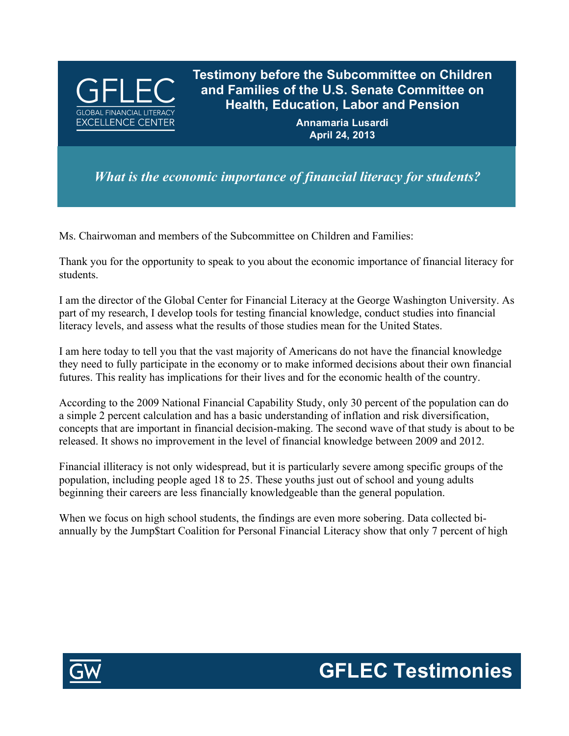# Testimony before the Subcommittee on Children and Families of the U.S. Senate Committee on Health, Education, Labor and Pension

**Annamaria Lusardi**
**April 24, 2013**

## *What is the economic importance of financial literacy for students?*

Ms. Chairwoman and members of the Subcommittee on Children and Families:

Thank you for the opportunity to speak to you about the economic importance of financial literacy for students.

I am the director of the Global Center for Financial Literacy at the George Washington University. As part of my research, I develop tools for testing financial knowledge, conduct studies into financial literacy levels, and assess what the results of those studies mean for the United States.

I am here today to tell you that the vast majority of Americans do not have the financial knowledge they need to fully participate in the economy or to make informed decisions about their own financial futures. This reality has implications for their lives and for the economic health of the country.

According to the 2009 National Financial Capability Study, only 30 percent of the population can do a simple 2 percent calculation and has a basic understanding of inflation and risk diversification, concepts that are important in financial decision-making. The second wave of that study is about to be released. It shows no improvement in the level of financial knowledge between 2009 and 2012.

Financial illiteracy is not only widespread, but it is particularly severe among specific groups of the population, including people aged 18 to 25. These youths just out of school and young adults beginning their careers are less financially knowledgeable than the general population.

When we focus on high school students, the findings are even more sobering. Data collected bi-annually by the Jump$tart Coalition for Personal Financial Literacy show that only 7 percent of high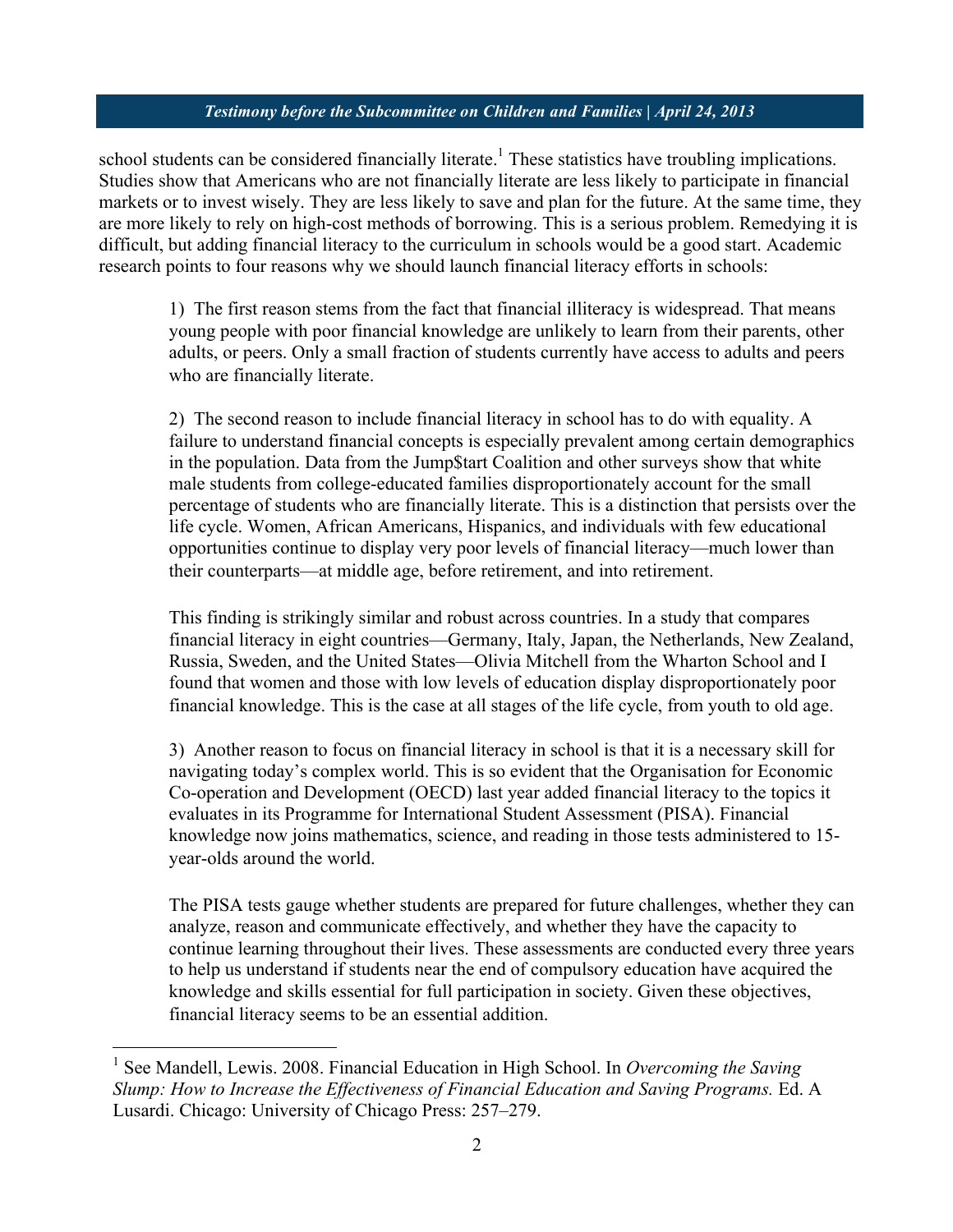school students can be considered financially literate.[1] These statistics have troubling implications. Studies show that Americans who are not financially literate are less likely to participate in financial markets or to invest wisely. They are less likely to save and plan for the future. At the same time, they are more likely to rely on high-cost methods of borrowing. This is a serious problem. Remedying it is difficult, but adding financial literacy to the curriculum in schools would be a good start. Academic research points to four reasons why we should launch financial literacy efforts in schools:

> 1) The first reason stems from the fact that financial illiteracy is widespread. That means young people with poor financial knowledge are unlikely to learn from their parents, other adults, or peers. Only a small fraction of students currently have access to adults and peers who are financially literate.
>
> 2) The second reason to include financial literacy in school has to do with equality. A failure to understand financial concepts is especially prevalent among certain demographics in the population. Data from the Jump$tart Coalition and other surveys show that white male students from college-educated families disproportionately account for the small percentage of students who are financially literate. This is a distinction that persists over the life cycle. Women, African Americans, Hispanics, and individuals with few educational opportunities continue to display very poor levels of financial literacy—much lower than their counterparts—at middle age, before retirement, and into retirement.
>
> This finding is strikingly similar and robust across countries. In a study that compares financial literacy in eight countries—Germany, Italy, Japan, the Netherlands, New Zealand, Russia, Sweden, and the United States—Olivia Mitchell from the Wharton School and I found that women and those with low levels of education display disproportionately poor financial knowledge. This is the case at all stages of the life cycle, from youth to old age.
>
> 3) Another reason to focus on financial literacy in school is that it is a necessary skill for navigating today's complex world. This is so evident that the Organisation for Economic Co-operation and Development (OECD) last year added financial literacy to the topics it evaluates in its Programme for International Student Assessment (PISA). Financial knowledge now joins mathematics, science, and reading in those tests administered to 15-year-olds around the world.
>
> The PISA tests gauge whether students are prepared for future challenges, whether they can analyze, reason and communicate effectively, and whether they have the capacity to continue learning throughout their lives. These assessments are conducted every three years to help us understand if students near the end of compulsory education have acquired the knowledge and skills essential for full participation in society. Given these objectives, financial literacy seems to be an essential addition.

---

[1] See Mandell, Lewis. 2008. Financial Education in High School. In *Overcoming the Saving Slump: How to Increase the Effectiveness of Financial Education and Saving Programs.* Ed. A Lusardi. Chicago: University of Chicago Press: 257–279.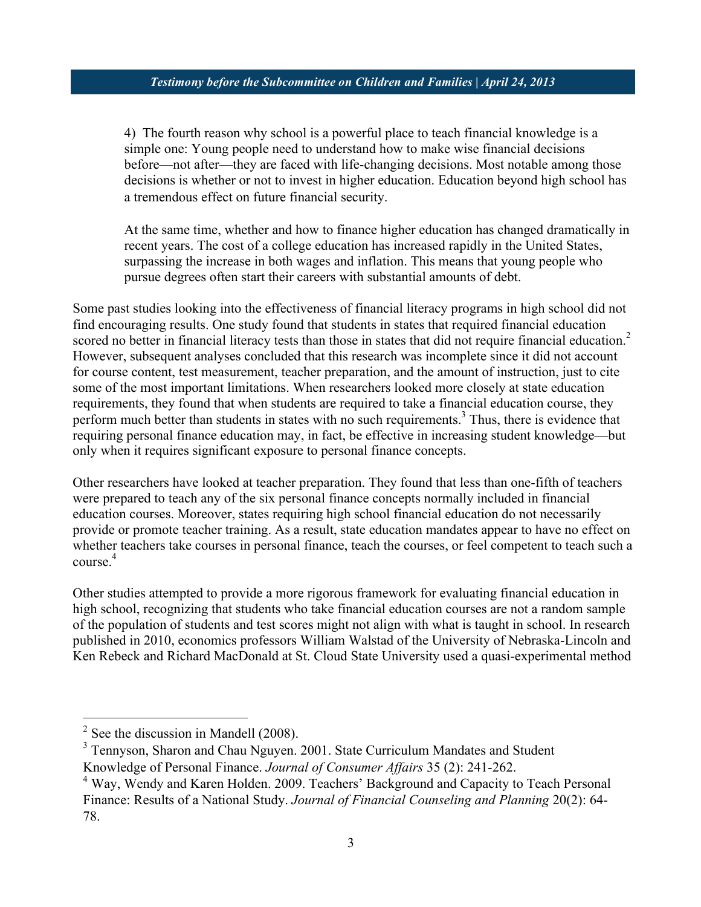4) The fourth reason why school is a powerful place to teach financial knowledge is a simple one: Young people need to understand how to make wise financial decisions before—not after—they are faced with life-changing decisions. Most notable among those decisions is whether or not to invest in higher education. Education beyond high school has a tremendous effect on future financial security.

At the same time, whether and how to finance higher education has changed dramatically in recent years. The cost of a college education has increased rapidly in the United States, surpassing the increase in both wages and inflation. This means that young people who pursue degrees often start their careers with substantial amounts of debt.

Some past studies looking into the effectiveness of financial literacy programs in high school did not find encouraging results. One study found that students in states that required financial education scored no better in financial literacy tests than those in states that did not require financial education.[2] However, subsequent analyses concluded that this research was incomplete since it did not account for course content, test measurement, teacher preparation, and the amount of instruction, just to cite some of the most important limitations. When researchers looked more closely at state education requirements, they found that when students are required to take a financial education course, they perform much better than students in states with no such requirements.[3] Thus, there is evidence that requiring personal finance education may, in fact, be effective in increasing student knowledge—but only when it requires significant exposure to personal finance concepts.

Other researchers have looked at teacher preparation. They found that less than one-fifth of teachers were prepared to teach any of the six personal finance concepts normally included in financial education courses. Moreover, states requiring high school financial education do not necessarily provide or promote teacher training. As a result, state education mandates appear to have no effect on whether teachers take courses in personal finance, teach the courses, or feel competent to teach such a course.[4]

Other studies attempted to provide a more rigorous framework for evaluating financial education in high school, recognizing that students who take financial education courses are not a random sample of the population of students and test scores might not align with what is taught in school. In research published in 2010, economics professors William Walstad of the University of Nebraska-Lincoln and Ken Rebeck and Richard MacDonald at St. Cloud State University used a quasi-experimental method

---

[2] See the discussion in Mandell (2008).

[3] Tennyson, Sharon and Chau Nguyen. 2001. State Curriculum Mandates and Student Knowledge of Personal Finance. *Journal of Consumer Affairs* 35 (2): 241-262.

[4] Way, Wendy and Karen Holden. 2009. Teachers' Background and Capacity to Teach Personal Finance: Results of a National Study. *Journal of Financial Counseling and Planning* 20(2): 64-78.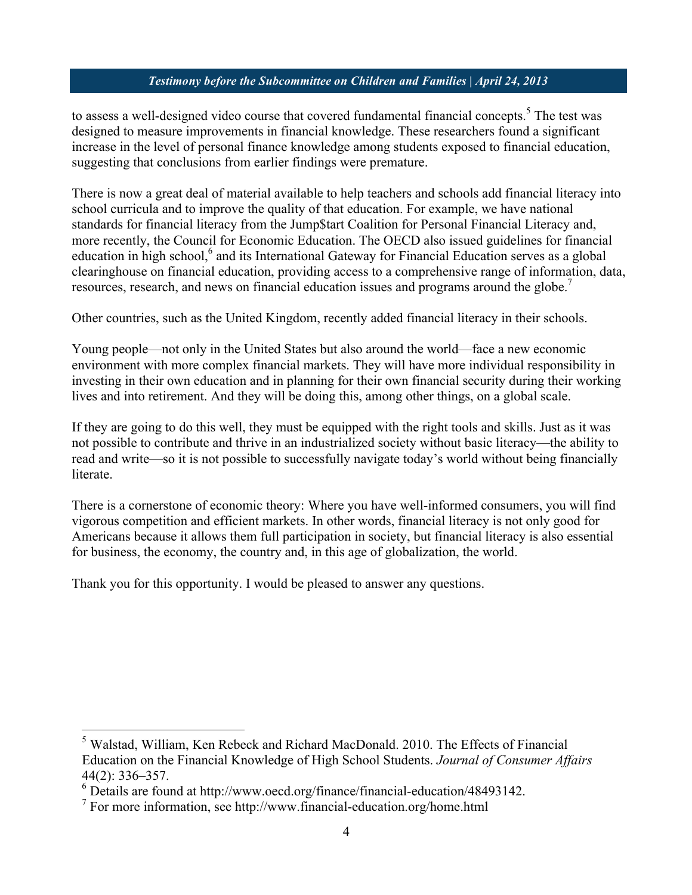to assess a well-designed video course that covered fundamental financial concepts.[5] The test was designed to measure improvements in financial knowledge. These researchers found a significant increase in the level of personal finance knowledge among students exposed to financial education, suggesting that conclusions from earlier findings were premature.

There is now a great deal of material available to help teachers and schools add financial literacy into school curricula and to improve the quality of that education. For example, we have national standards for financial literacy from the Jump$tart Coalition for Personal Financial Literacy and, more recently, the Council for Economic Education. The OECD also issued guidelines for financial education in high school,[6] and its International Gateway for Financial Education serves as a global clearinghouse on financial education, providing access to a comprehensive range of information, data, resources, research, and news on financial education issues and programs around the globe.[7]

Other countries, such as the United Kingdom, recently added financial literacy in their schools.

Young people—not only in the United States but also around the world—face a new economic environment with more complex financial markets. They will have more individual responsibility in investing in their own education and in planning for their own financial security during their working lives and into retirement. And they will be doing this, among other things, on a global scale.

If they are going to do this well, they must be equipped with the right tools and skills. Just as it was not possible to contribute and thrive in an industrialized society without basic literacy—the ability to read and write—so it is not possible to successfully navigate today's world without being financially literate.

There is a cornerstone of economic theory: Where you have well-informed consumers, you will find vigorous competition and efficient markets. In other words, financial literacy is not only good for Americans because it allows them full participation in society, but financial literacy is also essential for business, the economy, the country and, in this age of globalization, the world.

Thank you for this opportunity. I would be pleased to answer any questions.

---

[5] Walstad, William, Ken Rebeck and Richard MacDonald. 2010. The Effects of Financial Education on the Financial Knowledge of High School Students. *Journal of Consumer Affairs* 44(2): 336–357.

[6] Details are found at http://www.oecd.org/finance/financial-education/48493142.

[7] For more information, see http://www.financial-education.org/home.html